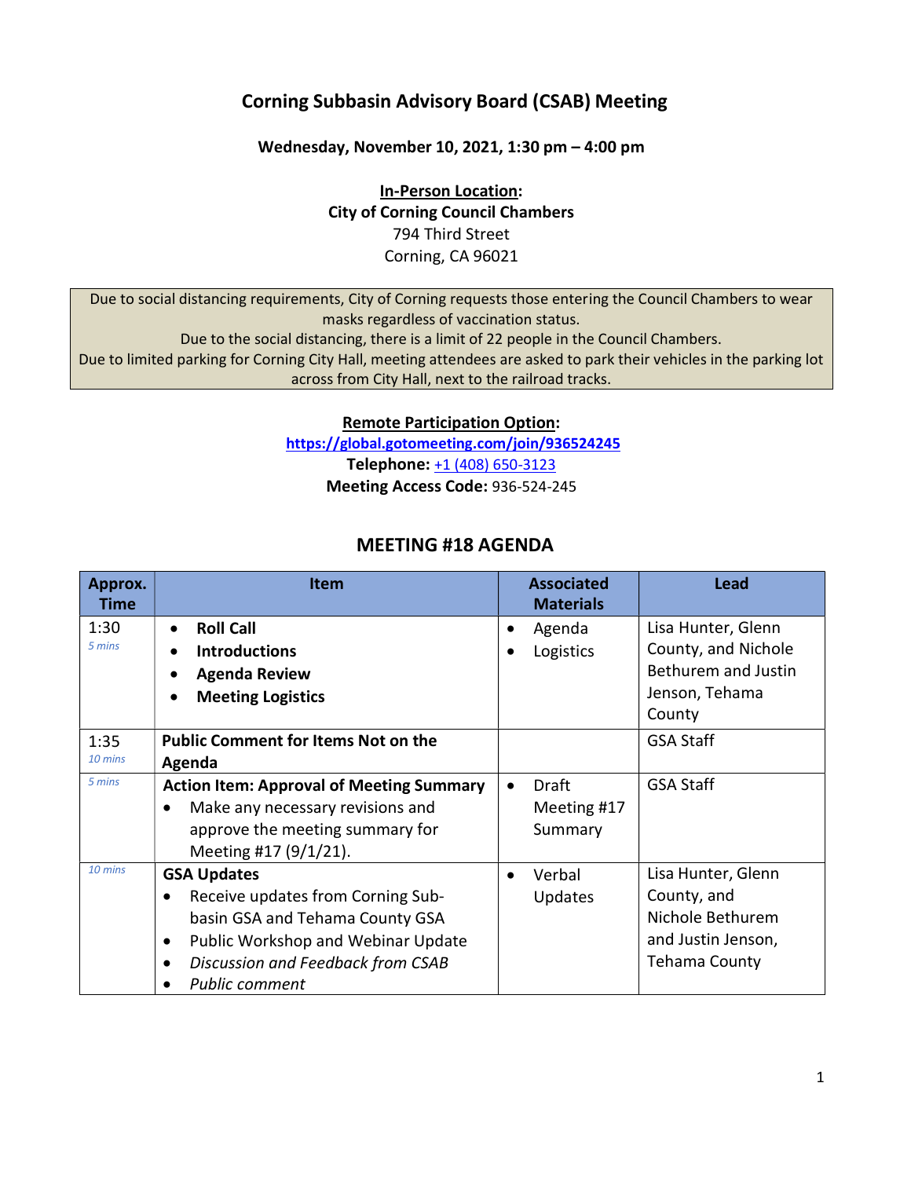# Corning Subbasin Advisory Board (CSAB) Meeting

**Wednesday, November 10, 2021, 1:30 pm – 4:00 pm**

**In-Person Location:**
**City of Corning Council Chambers**
794 Third Street
Corning, CA 96021

Due to social distancing requirements, City of Corning requests those entering the Council Chambers to wear masks regardless of vaccination status.
Due to the social distancing, there is a limit of 22 people in the Council Chambers.
Due to limited parking for Corning City Hall, meeting attendees are asked to park their vehicles in the parking lot across from City Hall, next to the railroad tracks.

**Remote Participation Option:**
https://global.gotomeeting.com/join/936524245
**Telephone:** +1 (408) 650-3123
**Meeting Access Code:** 936-524-245

## MEETING #18 AGENDA

| Approx. Time | Item | Associated Materials | Lead |
|---|---|---|---|
| 1:30 *5 mins* | • **Roll Call** • **Introductions** • **Agenda Review** • **Meeting Logistics** | • Agenda • Logistics | Lisa Hunter, Glenn County, and Nichole Bethurem and Justin Jenson, Tehama County |
| 1:35 *10 mins* | **Public Comment for Items Not on the Agenda** | | GSA Staff |
| *5 mins* | **Action Item: Approval of Meeting Summary** • Make any necessary revisions and approve the meeting summary for Meeting #17 (9/1/21). | • Draft Meeting #17 Summary | GSA Staff |
| *10 mins* | **GSA Updates** • Receive updates from Corning Sub-basin GSA and Tehama County GSA • Public Workshop and Webinar Update • *Discussion and Feedback from CSAB* • *Public comment* | • Verbal Updates | Lisa Hunter, Glenn County, and Nichole Bethurem and Justin Jenson, Tehama County |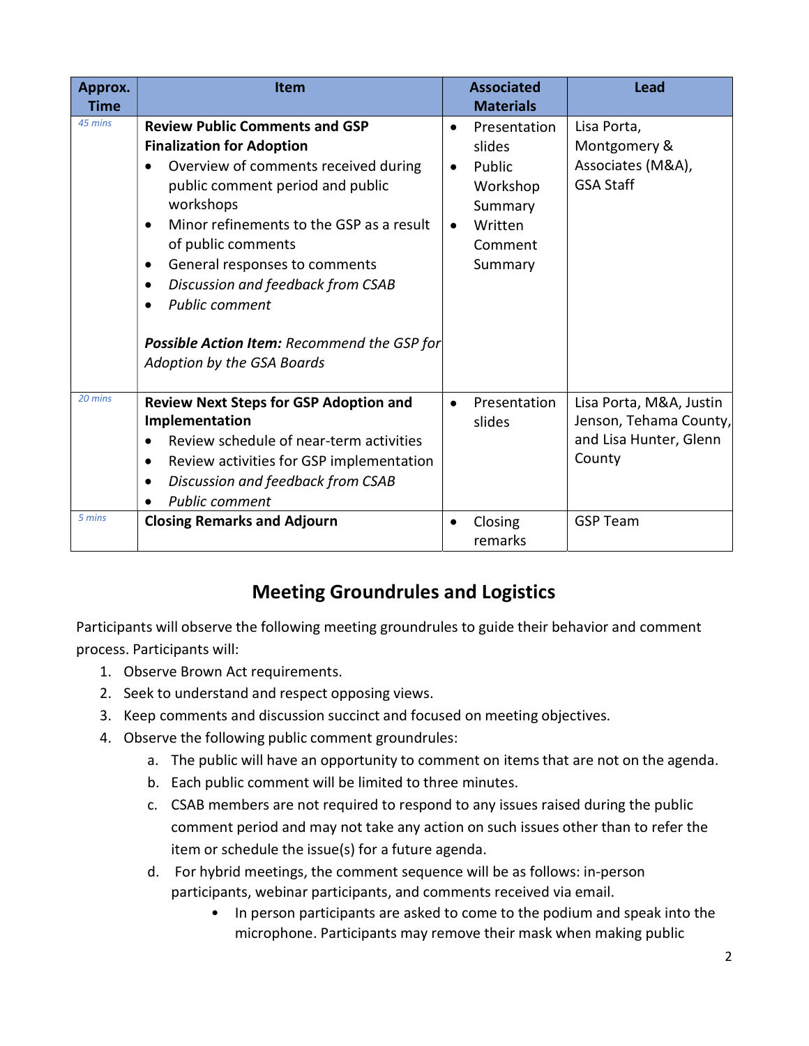| Approx. Time | Item | Associated Materials | Lead |
|---|---|---|---|
| *45 mins* | **Review Public Comments and GSP Finalization for Adoption**<br>• Overview of comments received during public comment period and public workshops<br>• Minor refinements to the GSP as a result of public comments<br>• General responses to comments<br>• *Discussion and feedback from CSAB*<br>• *Public comment*<br><br>***Possible Action Item:*** *Recommend the GSP for Adoption by the GSA Boards* | • Presentation slides<br>• Public Workshop Summary<br>• Written Comment Summary | Lisa Porta, Montgomery & Associates (M&A), GSA Staff |
| *20 mins* | **Review Next Steps for GSP Adoption and Implementation**<br>• Review schedule of near-term activities<br>• Review activities for GSP implementation<br>• *Discussion and feedback from CSAB*<br>• *Public comment* | • Presentation slides | Lisa Porta, M&A, Justin Jenson, Tehama County, and Lisa Hunter, Glenn County |
| *5 mins* | **Closing Remarks and Adjourn** | • Closing remarks | GSP Team |

## Meeting Groundrules and Logistics

Participants will observe the following meeting groundrules to guide their behavior and comment process. Participants will:

1. Observe Brown Act requirements.
2. Seek to understand and respect opposing views.
3. Keep comments and discussion succinct and focused on meeting objectives.
4. Observe the following public comment groundrules:
   a. The public will have an opportunity to comment on items that are not on the agenda.
   b. Each public comment will be limited to three minutes.
   c. CSAB members are not required to respond to any issues raised during the public comment period and may not take any action on such issues other than to refer the item or schedule the issue(s) for a future agenda.
   d. For hybrid meetings, the comment sequence will be as follows: in-person participants, webinar participants, and comments received via email.
      - In person participants are asked to come to the podium and speak into the microphone. Participants may remove their mask when making public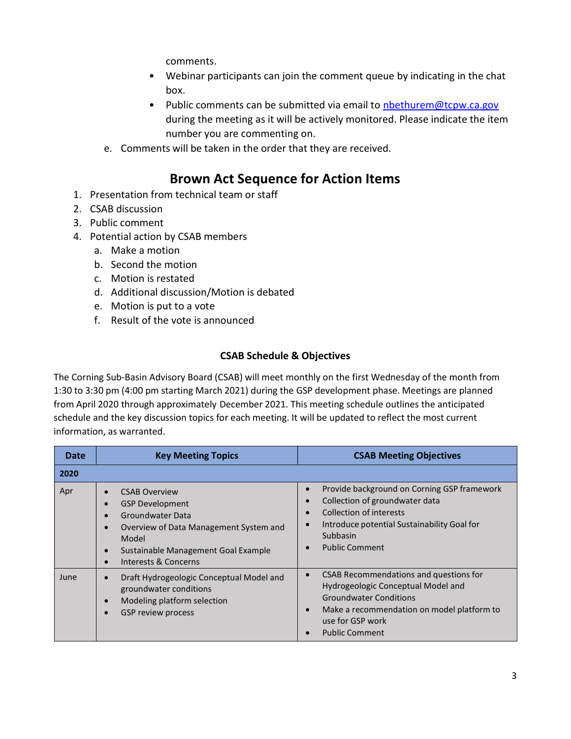comments.

- Webinar participants can join the comment queue by indicating in the chat box.
- Public comments can be submitted via email to nbethurem@tcpw.ca.gov during the meeting as it will be actively monitored. Please indicate the item number you are commenting on.

e. Comments will be taken in the order that they are received.

## Brown Act Sequence for Action Items

1. Presentation from technical team or staff
2. CSAB discussion
3. Public comment
4. Potential action by CSAB members
   a. Make a motion
   b. Second the motion
   c. Motion is restated
   d. Additional discussion/Motion is debated
   e. Motion is put to a vote
   f. Result of the vote is announced

### CSAB Schedule & Objectives

The Corning Sub-Basin Advisory Board (CSAB) will meet monthly on the first Wednesday of the month from 1:30 to 3:30 pm (4:00 pm starting March 2021) during the GSP development phase. Meetings are planned from April 2020 through approximately December 2021. This meeting schedule outlines the anticipated schedule and the key discussion topics for each meeting. It will be updated to reflect the most current information, as warranted.

| Date | Key Meeting Topics | CSAB Meeting Objectives |
|---|---|---|
| **2020** | | |
| Apr | • CSAB Overview<br>• GSP Development<br>• Groundwater Data<br>• Overview of Data Management System and Model<br>• Sustainable Management Goal Example<br>• Interests & Concerns | • Provide background on Corning GSP framework<br>• Collection of groundwater data<br>• Collection of interests<br>• Introduce potential Sustainability Goal for Subbasin<br>• Public Comment |
| June | • Draft Hydrogeologic Conceptual Model and groundwater conditions<br>• Modeling platform selection<br>• GSP review process | • CSAB Recommendations and questions for Hydrogeologic Conceptual Model and Groundwater Conditions<br>• Make a recommendation on model platform to use for GSP work<br>• Public Comment |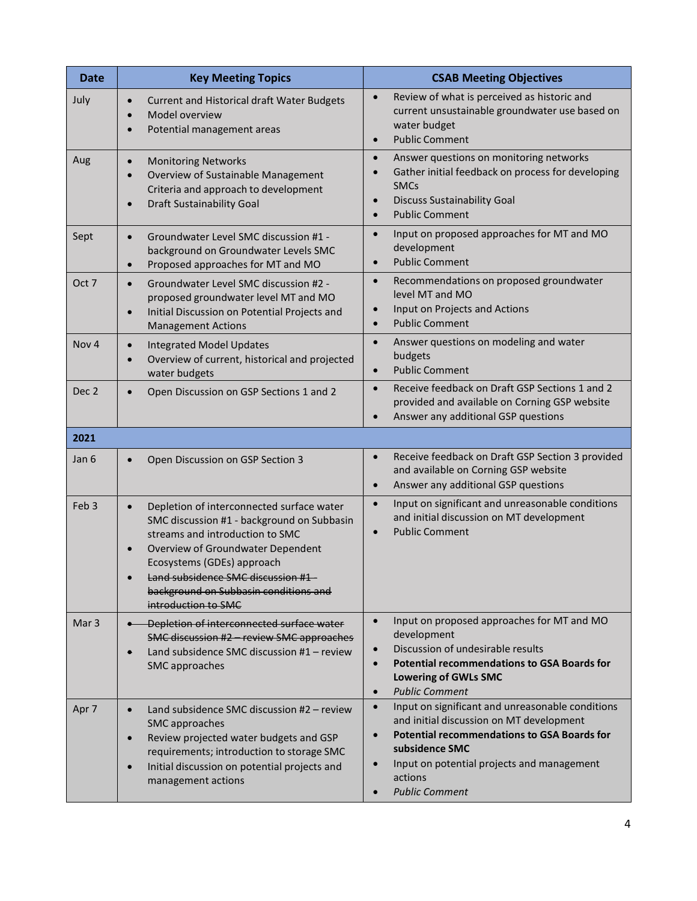| Date | Key Meeting Topics | CSAB Meeting Objectives |
|---|---|---|
| July | • Current and Historical draft Water Budgets<br>• Model overview<br>• Potential management areas | • Review of what is perceived as historic and current unsustainable groundwater use based on water budget<br>• Public Comment |
| Aug | • Monitoring Networks<br>• Overview of Sustainable Management Criteria and approach to development<br>• Draft Sustainability Goal | • Answer questions on monitoring networks<br>• Gather initial feedback on process for developing SMCs<br>• Discuss Sustainability Goal<br>• Public Comment |
| Sept | • Groundwater Level SMC discussion #1 - background on Groundwater Levels SMC<br>• Proposed approaches for MT and MO | • Input on proposed approaches for MT and MO development<br>• Public Comment |
| Oct 7 | • Groundwater Level SMC discussion #2 - proposed groundwater level MT and MO<br>• Initial Discussion on Potential Projects and Management Actions | • Recommendations on proposed groundwater level MT and MO<br>• Input on Projects and Actions<br>• Public Comment |
| Nov 4 | • Integrated Model Updates<br>• Overview of current, historical and projected water budgets | • Answer questions on modeling and water budgets<br>• Public Comment |
| Dec 2 | • Open Discussion on GSP Sections 1 and 2 | • Receive feedback on Draft GSP Sections 1 and 2 provided and available on Corning GSP website<br>• Answer any additional GSP questions |
| **2021** | | |
| Jan 6 | • Open Discussion on GSP Section 3 | • Receive feedback on Draft GSP Section 3 provided and available on Corning GSP website<br>• Answer any additional GSP questions |
| Feb 3 | • Depletion of interconnected surface water SMC discussion #1 - background on Subbasin streams and introduction to SMC<br>• Overview of Groundwater Dependent Ecosystems (GDEs) approach<br>• ~~Land subsidence SMC discussion #1 - background on Subbasin conditions and introduction to SMC~~ | • Input on significant and unreasonable conditions and initial discussion on MT development<br>• Public Comment |
| Mar 3 | • ~~Depletion of interconnected surface water SMC discussion #2 – review SMC approaches~~<br>• Land subsidence SMC discussion #1 – review SMC approaches | • Input on proposed approaches for MT and MO development<br>• Discussion of undesirable results<br>• **Potential recommendations to GSA Boards for Lowering of GWLs SMC**<br>• *Public Comment* |
| Apr 7 | • Land subsidence SMC discussion #2 – review SMC approaches<br>• Review projected water budgets and GSP requirements; introduction to storage SMC<br>• Initial discussion on potential projects and management actions | • Input on significant and unreasonable conditions and initial discussion on MT development<br>• **Potential recommendations to GSA Boards for subsidence SMC**<br>• Input on potential projects and management actions<br>• *Public Comment* |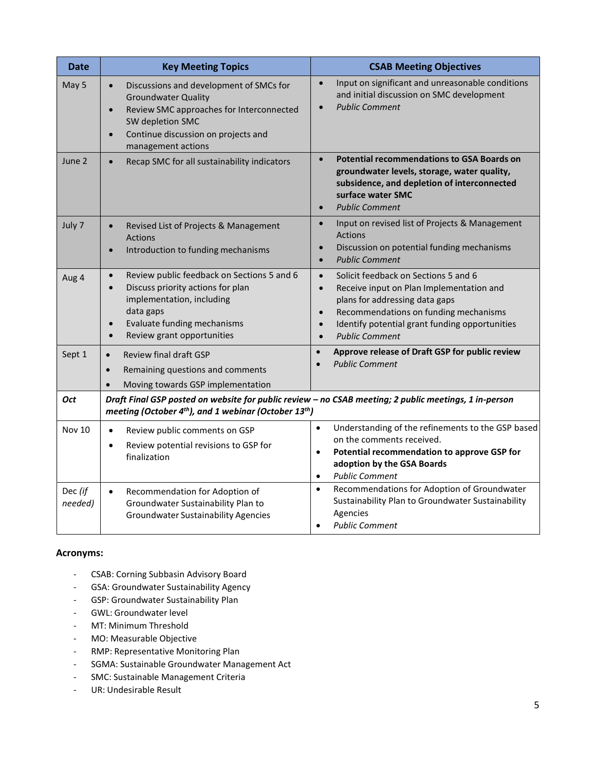| Date | Key Meeting Topics | CSAB Meeting Objectives |
|---|---|---|
| May 5 | • Discussions and development of SMCs for Groundwater Quality<br>• Review SMC approaches for Interconnected SW depletion SMC<br>• Continue discussion on projects and management actions | • Input on significant and unreasonable conditions and initial discussion on SMC development<br>• *Public Comment* |
| June 2 | • Recap SMC for all sustainability indicators | • **Potential recommendations to GSA Boards on groundwater levels, storage, water quality, subsidence, and depletion of interconnected surface water SMC**<br>• *Public Comment* |
| July 7 | • Revised List of Projects & Management Actions<br>• Introduction to funding mechanisms | • Input on revised list of Projects & Management Actions<br>• Discussion on potential funding mechanisms<br>• *Public Comment* |
| Aug 4 | • Review public feedback on Sections 5 and 6<br>• Discuss priority actions for plan implementation, including data gaps<br>• Evaluate funding mechanisms<br>• Review grant opportunities | • Solicit feedback on Sections 5 and 6<br>• Receive input on Plan Implementation and plans for addressing data gaps<br>• Recommendations on funding mechanisms<br>• Identify potential grant funding opportunities<br>• *Public Comment* |
| Sept 1 | • Review final draft GSP<br>• Remaining questions and comments<br>• Moving towards GSP implementation | • **Approve release of Draft GSP for public review**<br>• *Public Comment* |
| ***Oct*** | ***Draft Final GSP posted on website for public review – no CSAB meeting; 2 public meetings, 1 in-person meeting (October 4th), and 1 webinar (October 13th)*** | |
| Nov 10 | • Review public comments on GSP<br>• Review potential revisions to GSP for finalization | • Understanding of the refinements to the GSP based on the comments received.<br>• **Potential recommendation to approve GSP for adoption by the GSA Boards**<br>• *Public Comment* |
| Dec *(if needed)* | • Recommendation for Adoption of Groundwater Sustainability Plan to Groundwater Sustainability Agencies | • Recommendations for Adoption of Groundwater Sustainability Plan to Groundwater Sustainability Agencies<br>• *Public Comment* |

**Acronyms:**

- CSAB: Corning Subbasin Advisory Board
- GSA: Groundwater Sustainability Agency
- GSP: Groundwater Sustainability Plan
- GWL: Groundwater level
- MT: Minimum Threshold
- MO: Measurable Objective
- RMP: Representative Monitoring Plan
- SGMA: Sustainable Groundwater Management Act
- SMC: Sustainable Management Criteria
- UR: Undesirable Result